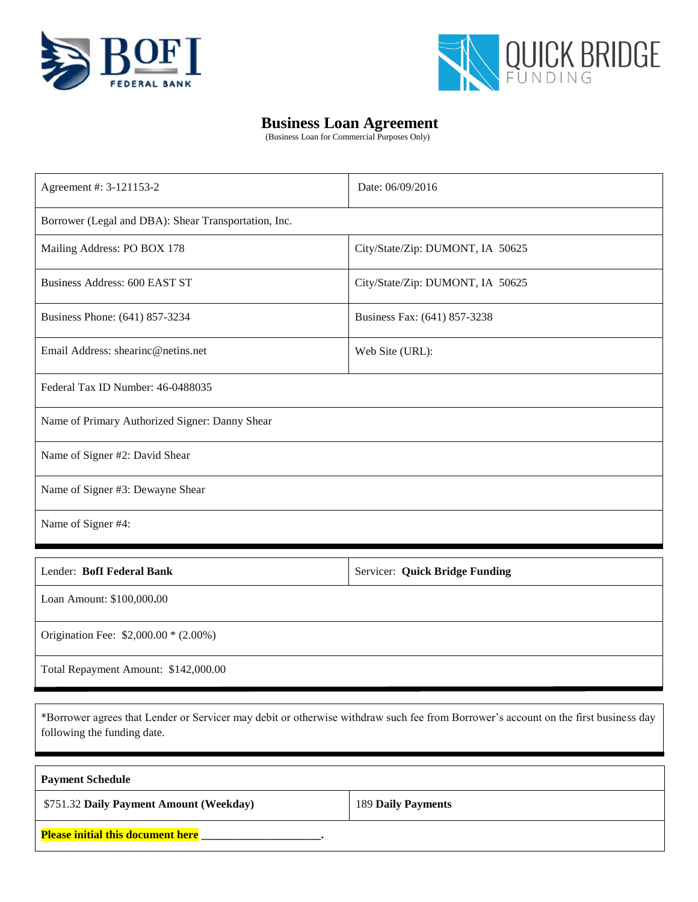BofI FEDERAL BANK

QUICK BRIDGE FUNDING

# Business Loan Agreement

(Business Loan for Commercial Purposes Only)

| | |
|---|---|
| Agreement #: 3-121153-2 | Date: 06/09/2016 |
| Borrower (Legal and DBA): Shear Transportation, Inc. | |
| Mailing Address: PO BOX 178 | City/State/Zip: DUMONT, IA 50625 |
| Business Address: 600 EAST ST | City/State/Zip: DUMONT, IA 50625 |
| Business Phone: (641) 857-3234 | Business Fax: (641) 857-3238 |
| Email Address: shearinc@netins.net | Web Site (URL): |
| Federal Tax ID Number: 46-0488035 | |
| Name of Primary Authorized Signer: Danny Shear | |
| Name of Signer #2: David Shear | |
| Name of Signer #3: Dewayne Shear | |
| Name of Signer #4: | |

| | |
|---|---|
| Lender: **BofI Federal Bank** | Servicer: **Quick Bridge Funding** |
| Loan Amount: $100,000.00 | |
| Origination Fee: $2,000.00 * (2.00%) | |
| Total Repayment Amount: $142,000.00 | |

*Borrower agrees that Lender or Servicer may debit or otherwise withdraw such fee from Borrower's account on the first business day following the funding date.

| **Payment Schedule** | |
|---|---|
| $751.32 **Daily Payment Amount (Weekday)** | 189 **Daily Payments** |
| **Please initial this document here ____________________.** | |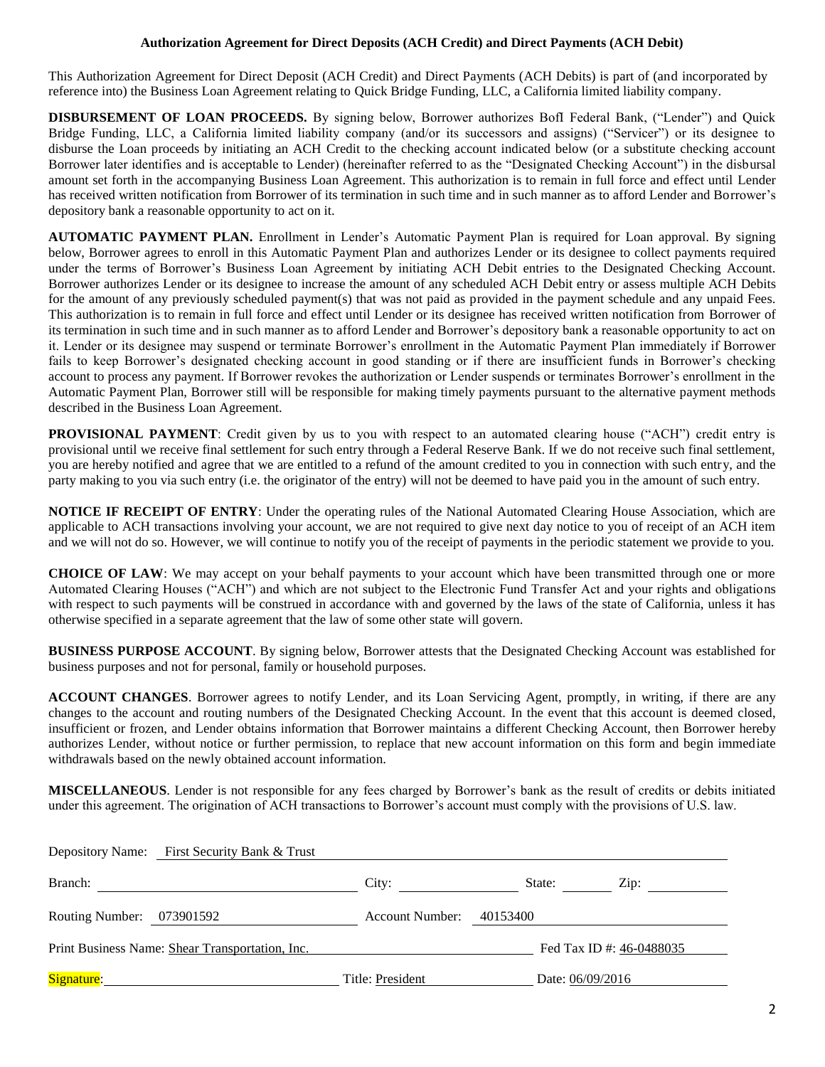**Authorization Agreement for Direct Deposits (ACH Credit) and Direct Payments (ACH Debit)**

This Authorization Agreement for Direct Deposit (ACH Credit) and Direct Payments (ACH Debits) is part of (and incorporated by reference into) the Business Loan Agreement relating to Quick Bridge Funding, LLC, a California limited liability company.

**DISBURSEMENT OF LOAN PROCEEDS.** By signing below, Borrower authorizes BofI Federal Bank, ("Lender") and Quick Bridge Funding, LLC, a California limited liability company (and/or its successors and assigns) ("Servicer") or its designee to disburse the Loan proceeds by initiating an ACH Credit to the checking account indicated below (or a substitute checking account Borrower later identifies and is acceptable to Lender) (hereinafter referred to as the "Designated Checking Account") in the disbursal amount set forth in the accompanying Business Loan Agreement. This authorization is to remain in full force and effect until Lender has received written notification from Borrower of its termination in such time and in such manner as to afford Lender and Borrower's depository bank a reasonable opportunity to act on it.

**AUTOMATIC PAYMENT PLAN.** Enrollment in Lender's Automatic Payment Plan is required for Loan approval. By signing below, Borrower agrees to enroll in this Automatic Payment Plan and authorizes Lender or its designee to collect payments required under the terms of Borrower's Business Loan Agreement by initiating ACH Debit entries to the Designated Checking Account. Borrower authorizes Lender or its designee to increase the amount of any scheduled ACH Debit entry or assess multiple ACH Debits for the amount of any previously scheduled payment(s) that was not paid as provided in the payment schedule and any unpaid Fees. This authorization is to remain in full force and effect until Lender or its designee has received written notification from Borrower of its termination in such time and in such manner as to afford Lender and Borrower's depository bank a reasonable opportunity to act on it. Lender or its designee may suspend or terminate Borrower's enrollment in the Automatic Payment Plan immediately if Borrower fails to keep Borrower's designated checking account in good standing or if there are insufficient funds in Borrower's checking account to process any payment. If Borrower revokes the authorization or Lender suspends or terminates Borrower's enrollment in the Automatic Payment Plan, Borrower still will be responsible for making timely payments pursuant to the alternative payment methods described in the Business Loan Agreement.

**PROVISIONAL PAYMENT**: Credit given by us to you with respect to an automated clearing house ("ACH") credit entry is provisional until we receive final settlement for such entry through a Federal Reserve Bank. If we do not receive such final settlement, you are hereby notified and agree that we are entitled to a refund of the amount credited to you in connection with such entry, and the party making to you via such entry (i.e. the originator of the entry) will not be deemed to have paid you in the amount of such entry.

**NOTICE IF RECEIPT OF ENTRY**: Under the operating rules of the National Automated Clearing House Association, which are applicable to ACH transactions involving your account, we are not required to give next day notice to you of receipt of an ACH item and we will not do so. However, we will continue to notify you of the receipt of payments in the periodic statement we provide to you.

**CHOICE OF LAW**: We may accept on your behalf payments to your account which have been transmitted through one or more Automated Clearing Houses ("ACH") and which are not subject to the Electronic Fund Transfer Act and your rights and obligations with respect to such payments will be construed in accordance with and governed by the laws of the state of California, unless it has otherwise specified in a separate agreement that the law of some other state will govern.

**BUSINESS PURPOSE ACCOUNT**. By signing below, Borrower attests that the Designated Checking Account was established for business purposes and not for personal, family or household purposes.

**ACCOUNT CHANGES**. Borrower agrees to notify Lender, and its Loan Servicing Agent, promptly, in writing, if there are any changes to the account and routing numbers of the Designated Checking Account. In the event that this account is deemed closed, insufficient or frozen, and Lender obtains information that Borrower maintains a different Checking Account, then Borrower hereby authorizes Lender, without notice or further permission, to replace that new account information on this form and begin immediate withdrawals based on the newly obtained account information.

**MISCELLANEOUS**. Lender is not responsible for any fees charged by Borrower's bank as the result of credits or debits initiated under this agreement. The origination of ACH transactions to Borrower's account must comply with the provisions of U.S. law.

Depository Name: First Security Bank & Trust

Branch: ______ City: ______ State: ______ Zip: ______

Routing Number: 073901592 Account Number: 40153400

Print Business Name: Shear Transportation, Inc. Fed Tax ID #: 46-0488035

Signature: ______ Title: President Date: 06/09/2016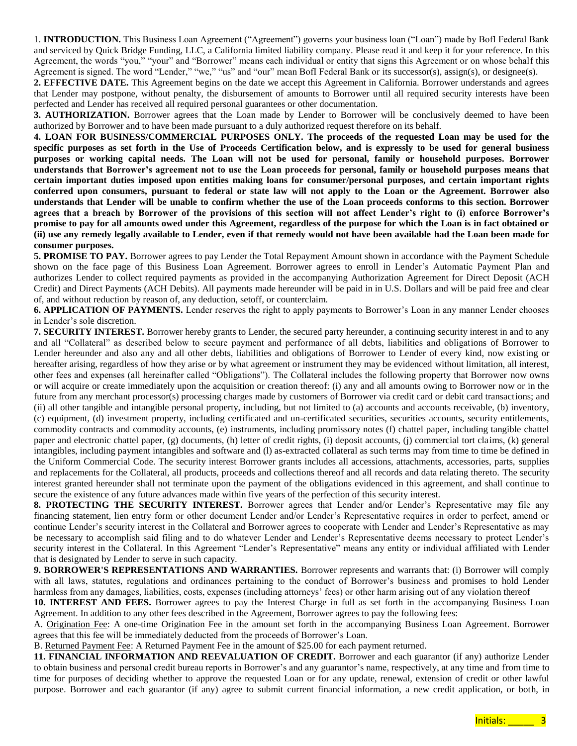1. **INTRODUCTION.** This Business Loan Agreement ("Agreement") governs your business loan ("Loan") made by BofI Federal Bank and serviced by Quick Bridge Funding, LLC, a California limited liability company. Please read it and keep it for your reference. In this Agreement, the words "you," "your" and "Borrower" means each individual or entity that signs this Agreement or on whose behalf this Agreement is signed. The word "Lender," "we," "us" and "our" mean BofI Federal Bank or its successor(s), assign(s), or designee(s).

**2. EFFECTIVE DATE.** This Agreement begins on the date we accept this Agreement in California. Borrower understands and agrees that Lender may postpone, without penalty, the disbursement of amounts to Borrower until all required security interests have been perfected and Lender has received all required personal guarantees or other documentation.

**3. AUTHORIZATION.** Borrower agrees that the Loan made by Lender to Borrower will be conclusively deemed to have been authorized by Borrower and to have been made pursuant to a duly authorized request therefore on its behalf.

**4. LOAN FOR BUSINESS/COMMERCIAL PURPOSES ONLY. The proceeds of the requested Loan may be used for the specific purposes as set forth in the Use of Proceeds Certification below, and is expressly to be used for general business purposes or working capital needs. The Loan will not be used for personal, family or household purposes. Borrower understands that Borrower's agreement not to use the Loan proceeds for personal, family or household purposes means that certain important duties imposed upon entities making loans for consumer/personal purposes, and certain important rights conferred upon consumers, pursuant to federal or state law will not apply to the Loan or the Agreement. Borrower also understands that Lender will be unable to confirm whether the use of the Loan proceeds conforms to this section. Borrower agrees that a breach by Borrower of the provisions of this section will not affect Lender's right to (i) enforce Borrower's promise to pay for all amounts owed under this Agreement, regardless of the purpose for which the Loan is in fact obtained or (ii) use any remedy legally available to Lender, even if that remedy would not have been available had the Loan been made for consumer purposes.**

**5. PROMISE TO PAY.** Borrower agrees to pay Lender the Total Repayment Amount shown in accordance with the Payment Schedule shown on the face page of this Business Loan Agreement. Borrower agrees to enroll in Lender's Automatic Payment Plan and authorizes Lender to collect required payments as provided in the accompanying Authorization Agreement for Direct Deposit (ACH Credit) and Direct Payments (ACH Debits). All payments made hereunder will be paid in in U.S. Dollars and will be paid free and clear of, and without reduction by reason of, any deduction, setoff, or counterclaim.

**6. APPLICATION OF PAYMENTS.** Lender reserves the right to apply payments to Borrower's Loan in any manner Lender chooses in Lender's sole discretion.

**7. SECURITY INTEREST.** Borrower hereby grants to Lender, the secured party hereunder, a continuing security interest in and to any and all "Collateral" as described below to secure payment and performance of all debts, liabilities and obligations of Borrower to Lender hereunder and also any and all other debts, liabilities and obligations of Borrower to Lender of every kind, now existing or hereafter arising, regardless of how they arise or by what agreement or instrument they may be evidenced without limitation, all interest, other fees and expenses (all hereinafter called "Obligations"). The Collateral includes the following property that Borrower now owns or will acquire or create immediately upon the acquisition or creation thereof: (i) any and all amounts owing to Borrower now or in the future from any merchant processor(s) processing charges made by customers of Borrower via credit card or debit card transactions; and (ii) all other tangible and intangible personal property, including, but not limited to (a) accounts and accounts receivable, (b) inventory, (c) equipment, (d) investment property, including certificated and un-certificated securities, securities accounts, security entitlements, commodity contracts and commodity accounts, (e) instruments, including promissory notes (f) chattel paper, including tangible chattel paper and electronic chattel paper, (g) documents, (h) letter of credit rights, (i) deposit accounts, (j) commercial tort claims, (k) general intangibles, including payment intangibles and software and (l) as-extracted collateral as such terms may from time to time be defined in the Uniform Commercial Code. The security interest Borrower grants includes all accessions, attachments, accessories, parts, supplies and replacements for the Collateral, all products, proceeds and collections thereof and all records and data relating thereto. The security interest granted hereunder shall not terminate upon the payment of the obligations evidenced in this agreement, and shall continue to secure the existence of any future advances made within five years of the perfection of this security interest.

**8. PROTECTING THE SECURITY INTEREST.** Borrower agrees that Lender and/or Lender's Representative may file any financing statement, lien entry form or other document Lender and/or Lender's Representative requires in order to perfect, amend or continue Lender's security interest in the Collateral and Borrower agrees to cooperate with Lender and Lender's Representative as may be necessary to accomplish said filing and to do whatever Lender and Lender's Representative deems necessary to protect Lender's security interest in the Collateral. In this Agreement "Lender's Representative" means any entity or individual affiliated with Lender that is designated by Lender to serve in such capacity.

**9. BORROWER'S REPRESENTATIONS AND WARRANTIES.** Borrower represents and warrants that: (i) Borrower will comply with all laws, statutes, regulations and ordinances pertaining to the conduct of Borrower's business and promises to hold Lender harmless from any damages, liabilities, costs, expenses (including attorneys' fees) or other harm arising out of any violation thereof

**10. INTEREST AND FEES.** Borrower agrees to pay the Interest Charge in full as set forth in the accompanying Business Loan Agreement. In addition to any other fees described in the Agreement, Borrower agrees to pay the following fees:

A. Origination Fee: A one-time Origination Fee in the amount set forth in the accompanying Business Loan Agreement. Borrower agrees that this fee will be immediately deducted from the proceeds of Borrower's Loan.

B. Returned Payment Fee: A Returned Payment Fee in the amount of $25.00 for each payment returned.

**11. FINANCIAL INFORMATION AND REEVALUATION OF CREDIT.** Borrower and each guarantor (if any) authorize Lender to obtain business and personal credit bureau reports in Borrower's and any guarantor's name, respectively, at any time and from time to time for purposes of deciding whether to approve the requested Loan or for any update, renewal, extension of credit or other lawful purpose. Borrower and each guarantor (if any) agree to submit current financial information, a new credit application, or both, in

Initials: _____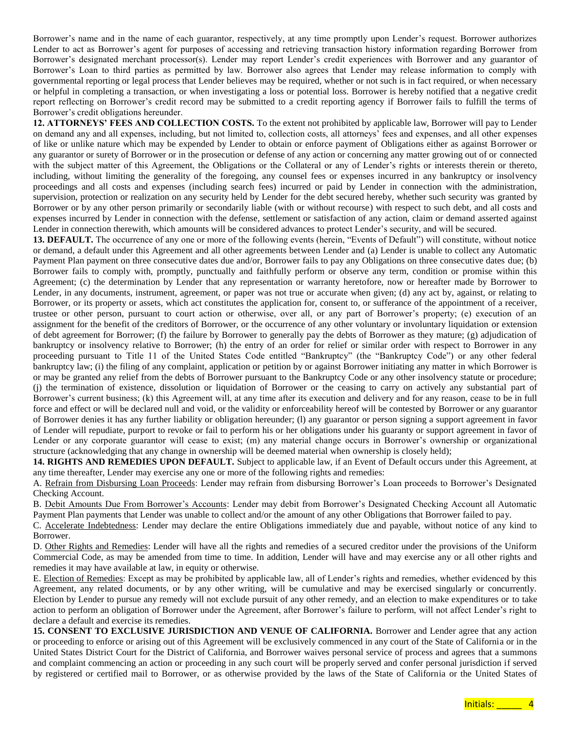Borrower's name and in the name of each guarantor, respectively, at any time promptly upon Lender's request. Borrower authorizes Lender to act as Borrower's agent for purposes of accessing and retrieving transaction history information regarding Borrower from Borrower's designated merchant processor(s). Lender may report Lender's credit experiences with Borrower and any guarantor of Borrower's Loan to third parties as permitted by law. Borrower also agrees that Lender may release information to comply with governmental reporting or legal process that Lender believes may be required, whether or not such is in fact required, or when necessary or helpful in completing a transaction, or when investigating a loss or potential loss. Borrower is hereby notified that a negative credit report reflecting on Borrower's credit record may be submitted to a credit reporting agency if Borrower fails to fulfill the terms of Borrower's credit obligations hereunder.

**12. ATTORNEYS' FEES AND COLLECTION COSTS.** To the extent not prohibited by applicable law, Borrower will pay to Lender on demand any and all expenses, including, but not limited to, collection costs, all attorneys' fees and expenses, and all other expenses of like or unlike nature which may be expended by Lender to obtain or enforce payment of Obligations either as against Borrower or any guarantor or surety of Borrower or in the prosecution or defense of any action or concerning any matter growing out of or connected with the subject matter of this Agreement, the Obligations or the Collateral or any of Lender's rights or interests therein or thereto, including, without limiting the generality of the foregoing, any counsel fees or expenses incurred in any bankruptcy or insolvency proceedings and all costs and expenses (including search fees) incurred or paid by Lender in connection with the administration, supervision, protection or realization on any security held by Lender for the debt secured hereby, whether such security was granted by Borrower or by any other person primarily or secondarily liable (with or without recourse) with respect to such debt, and all costs and expenses incurred by Lender in connection with the defense, settlement or satisfaction of any action, claim or demand asserted against Lender in connection therewith, which amounts will be considered advances to protect Lender's security, and will be secured.

**13. DEFAULT.** The occurrence of any one or more of the following events (herein, "Events of Default") will constitute, without notice or demand, a default under this Agreement and all other agreements between Lender and (a) Lender is unable to collect any Automatic Payment Plan payment on three consecutive dates due and/or, Borrower fails to pay any Obligations on three consecutive dates due; (b) Borrower fails to comply with, promptly, punctually and faithfully perform or observe any term, condition or promise within this Agreement; (c) the determination by Lender that any representation or warranty heretofore, now or hereafter made by Borrower to Lender, in any documents, instrument, agreement, or paper was not true or accurate when given; (d) any act by, against, or relating to Borrower, or its property or assets, which act constitutes the application for, consent to, or sufferance of the appointment of a receiver, trustee or other person, pursuant to court action or otherwise, over all, or any part of Borrower's property; (e) execution of an assignment for the benefit of the creditors of Borrower, or the occurrence of any other voluntary or involuntary liquidation or extension of debt agreement for Borrower; (f) the failure by Borrower to generally pay the debts of Borrower as they mature; (g) adjudication of bankruptcy or insolvency relative to Borrower; (h) the entry of an order for relief or similar order with respect to Borrower in any proceeding pursuant to Title 11 of the United States Code entitled "Bankruptcy" (the "Bankruptcy Code") or any other federal bankruptcy law; (i) the filing of any complaint, application or petition by or against Borrower initiating any matter in which Borrower is or may be granted any relief from the debts of Borrower pursuant to the Bankruptcy Code or any other insolvency statute or procedure; (j) the termination of existence, dissolution or liquidation of Borrower or the ceasing to carry on actively any substantial part of Borrower's current business; (k) this Agreement will, at any time after its execution and delivery and for any reason, cease to be in full force and effect or will be declared null and void, or the validity or enforceability hereof will be contested by Borrower or any guarantor of Borrower denies it has any further liability or obligation hereunder; (l) any guarantor or person signing a support agreement in favor of Lender will repudiate, purport to revoke or fail to perform his or her obligations under his guaranty or support agreement in favor of Lender or any corporate guarantor will cease to exist; (m) any material change occurs in Borrower's ownership or organizational structure (acknowledging that any change in ownership will be deemed material when ownership is closely held);

**14. RIGHTS AND REMEDIES UPON DEFAULT.** Subject to applicable law, if an Event of Default occurs under this Agreement, at any time thereafter, Lender may exercise any one or more of the following rights and remedies:

A. Refrain from Disbursing Loan Proceeds: Lender may refrain from disbursing Borrower's Loan proceeds to Borrower's Designated Checking Account.

B. Debit Amounts Due From Borrower's Accounts: Lender may debit from Borrower's Designated Checking Account all Automatic Payment Plan payments that Lender was unable to collect and/or the amount of any other Obligations that Borrower failed to pay.

C. Accelerate Indebtedness: Lender may declare the entire Obligations immediately due and payable, without notice of any kind to Borrower.

D. Other Rights and Remedies: Lender will have all the rights and remedies of a secured creditor under the provisions of the Uniform Commercial Code, as may be amended from time to time. In addition, Lender will have and may exercise any or all other rights and remedies it may have available at law, in equity or otherwise.

E. Election of Remedies: Except as may be prohibited by applicable law, all of Lender's rights and remedies, whether evidenced by this Agreement, any related documents, or by any other writing, will be cumulative and may be exercised singularly or concurrently. Election by Lender to pursue any remedy will not exclude pursuit of any other remedy, and an election to make expenditures or to take action to perform an obligation of Borrower under the Agreement, after Borrower's failure to perform, will not affect Lender's right to declare a default and exercise its remedies.

**15. CONSENT TO EXCLUSIVE JURISDICTION AND VENUE OF CALIFORNIA.** Borrower and Lender agree that any action or proceeding to enforce or arising out of this Agreement will be exclusively commenced in any court of the State of California or in the United States District Court for the District of California, and Borrower waives personal service of process and agrees that a summons and complaint commencing an action or proceeding in any such court will be properly served and confer personal jurisdiction if served by registered or certified mail to Borrower, or as otherwise provided by the laws of the State of California or the United States of

Initials: _____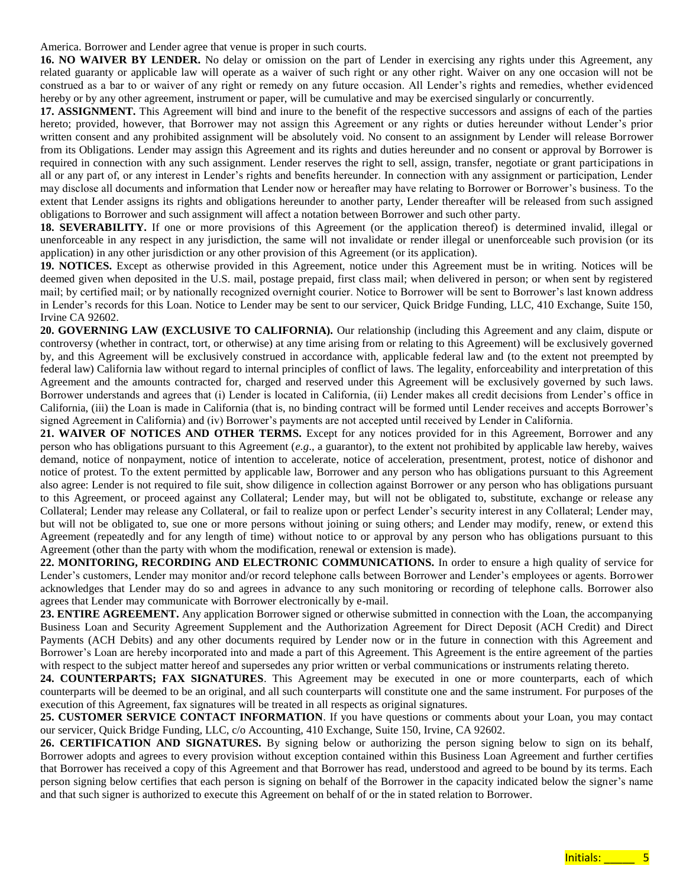America. Borrower and Lender agree that venue is proper in such courts.

**16. NO WAIVER BY LENDER.** No delay or omission on the part of Lender in exercising any rights under this Agreement, any related guaranty or applicable law will operate as a waiver of such right or any other right. Waiver on any one occasion will not be construed as a bar to or waiver of any right or remedy on any future occasion. All Lender's rights and remedies, whether evidenced hereby or by any other agreement, instrument or paper, will be cumulative and may be exercised singularly or concurrently.

**17. ASSIGNMENT.** This Agreement will bind and inure to the benefit of the respective successors and assigns of each of the parties hereto; provided, however, that Borrower may not assign this Agreement or any rights or duties hereunder without Lender's prior written consent and any prohibited assignment will be absolutely void. No consent to an assignment by Lender will release Borrower from its Obligations. Lender may assign this Agreement and its rights and duties hereunder and no consent or approval by Borrower is required in connection with any such assignment. Lender reserves the right to sell, assign, transfer, negotiate or grant participations in all or any part of, or any interest in Lender's rights and benefits hereunder. In connection with any assignment or participation, Lender may disclose all documents and information that Lender now or hereafter may have relating to Borrower or Borrower's business. To the extent that Lender assigns its rights and obligations hereunder to another party, Lender thereafter will be released from such assigned obligations to Borrower and such assignment will affect a notation between Borrower and such other party.

**18. SEVERABILITY.** If one or more provisions of this Agreement (or the application thereof) is determined invalid, illegal or unenforceable in any respect in any jurisdiction, the same will not invalidate or render illegal or unenforceable such provision (or its application) in any other jurisdiction or any other provision of this Agreement (or its application).

**19. NOTICES.** Except as otherwise provided in this Agreement, notice under this Agreement must be in writing. Notices will be deemed given when deposited in the U.S. mail, postage prepaid, first class mail; when delivered in person; or when sent by registered mail; by certified mail; or by nationally recognized overnight courier. Notice to Borrower will be sent to Borrower's last known address in Lender's records for this Loan. Notice to Lender may be sent to our servicer, Quick Bridge Funding, LLC, 410 Exchange, Suite 150, Irvine CA 92602.

**20. GOVERNING LAW (EXCLUSIVE TO CALIFORNIA).** Our relationship (including this Agreement and any claim, dispute or controversy (whether in contract, tort, or otherwise) at any time arising from or relating to this Agreement) will be exclusively governed by, and this Agreement will be exclusively construed in accordance with, applicable federal law and (to the extent not preempted by federal law) California law without regard to internal principles of conflict of laws. The legality, enforceability and interpretation of this Agreement and the amounts contracted for, charged and reserved under this Agreement will be exclusively governed by such laws. Borrower understands and agrees that (i) Lender is located in California, (ii) Lender makes all credit decisions from Lender's office in California, (iii) the Loan is made in California (that is, no binding contract will be formed until Lender receives and accepts Borrower's signed Agreement in California) and (iv) Borrower's payments are not accepted until received by Lender in California.

**21. WAIVER OF NOTICES AND OTHER TERMS.** Except for any notices provided for in this Agreement, Borrower and any person who has obligations pursuant to this Agreement (*e.g*., a guarantor), to the extent not prohibited by applicable law hereby, waives demand, notice of nonpayment, notice of intention to accelerate, notice of acceleration, presentment, protest, notice of dishonor and notice of protest. To the extent permitted by applicable law, Borrower and any person who has obligations pursuant to this Agreement also agree: Lender is not required to file suit, show diligence in collection against Borrower or any person who has obligations pursuant to this Agreement, or proceed against any Collateral; Lender may, but will not be obligated to, substitute, exchange or release any Collateral; Lender may release any Collateral, or fail to realize upon or perfect Lender's security interest in any Collateral; Lender may, but will not be obligated to, sue one or more persons without joining or suing others; and Lender may modify, renew, or extend this Agreement (repeatedly and for any length of time) without notice to or approval by any person who has obligations pursuant to this Agreement (other than the party with whom the modification, renewal or extension is made).

**22. MONITORING, RECORDING AND ELECTRONIC COMMUNICATIONS.** In order to ensure a high quality of service for Lender's customers, Lender may monitor and/or record telephone calls between Borrower and Lender's employees or agents. Borrower acknowledges that Lender may do so and agrees in advance to any such monitoring or recording of telephone calls. Borrower also agrees that Lender may communicate with Borrower electronically by e-mail.

**23. ENTIRE AGREEMENT.** Any application Borrower signed or otherwise submitted in connection with the Loan, the accompanying Business Loan and Security Agreement Supplement and the Authorization Agreement for Direct Deposit (ACH Credit) and Direct Payments (ACH Debits) and any other documents required by Lender now or in the future in connection with this Agreement and Borrower's Loan are hereby incorporated into and made a part of this Agreement. This Agreement is the entire agreement of the parties with respect to the subject matter hereof and supersedes any prior written or verbal communications or instruments relating thereto.

**24. COUNTERPARTS; FAX SIGNATURES**. This Agreement may be executed in one or more counterparts, each of which counterparts will be deemed to be an original, and all such counterparts will constitute one and the same instrument. For purposes of the execution of this Agreement, fax signatures will be treated in all respects as original signatures.

**25. CUSTOMER SERVICE CONTACT INFORMATION**. If you have questions or comments about your Loan, you may contact our servicer, Quick Bridge Funding, LLC, c/o Accounting, 410 Exchange, Suite 150, Irvine, CA 92602.

**26. CERTIFICATION AND SIGNATURES.** By signing below or authorizing the person signing below to sign on its behalf, Borrower adopts and agrees to every provision without exception contained within this Business Loan Agreement and further certifies that Borrower has received a copy of this Agreement and that Borrower has read, understood and agreed to be bound by its terms. Each person signing below certifies that each person is signing on behalf of the Borrower in the capacity indicated below the signer's name and that such signer is authorized to execute this Agreement on behalf of or the in stated relation to Borrower.

Initials: _____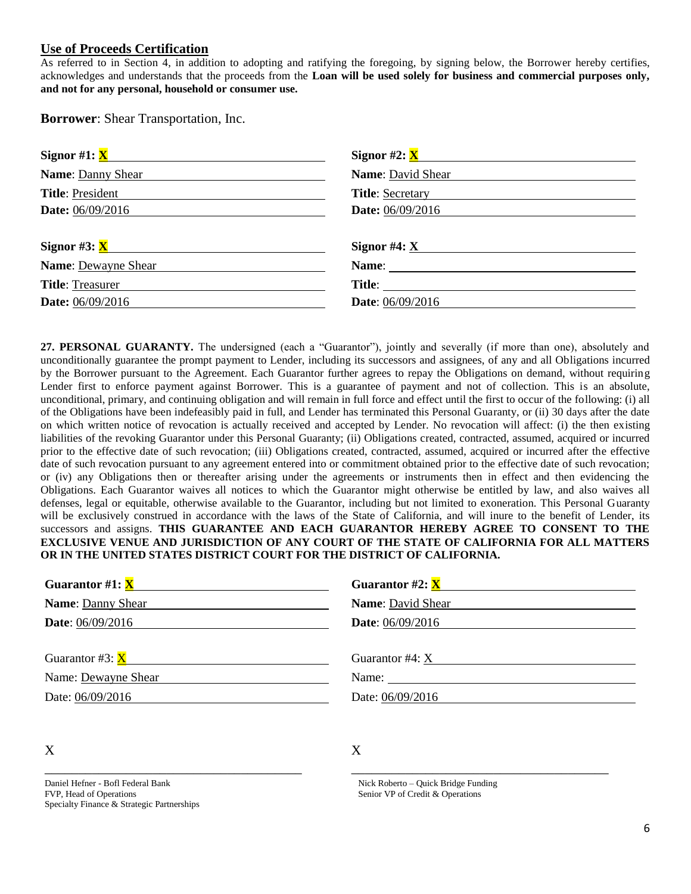## Use of Proceeds Certification

As referred to in Section 4, in addition to adopting and ratifying the foregoing, by signing below, the Borrower hereby certifies, acknowledges and understands that the proceeds from the **Loan will be used solely for business and commercial purposes only, and not for any personal, household or consumer use.**

**Borrower**: Shear Transportation, Inc.

| | |
|---|---|
| **Signor #1: X** | **Signor #2: X** |
| **Name**: Danny Shear | **Name**: David Shear |
| **Title**: President | **Title**: Secretary |
| **Date:** 06/09/2016 | **Date:** 06/09/2016 |
| **Signor #3: X** | **Signor #4: X** |
| **Name**: Dewayne Shear | **Name**: |
| **Title**: Treasurer | **Title**: |
| **Date:** 06/09/2016 | **Date**: 06/09/2016 |

**27. PERSONAL GUARANTY.** The undersigned (each a "Guarantor"), jointly and severally (if more than one), absolutely and unconditionally guarantee the prompt payment to Lender, including its successors and assignees, of any and all Obligations incurred by the Borrower pursuant to the Agreement. Each Guarantor further agrees to repay the Obligations on demand, without requiring Lender first to enforce payment against Borrower. This is a guarantee of payment and not of collection. This is an absolute, unconditional, primary, and continuing obligation and will remain in full force and effect until the first to occur of the following: (i) all of the Obligations have been indefeasibly paid in full, and Lender has terminated this Personal Guaranty, or (ii) 30 days after the date on which written notice of revocation is actually received and accepted by Lender. No revocation will affect: (i) the then existing liabilities of the revoking Guarantor under this Personal Guaranty; (ii) Obligations created, contracted, assumed, acquired or incurred prior to the effective date of such revocation; (iii) Obligations created, contracted, assumed, acquired or incurred after the effective date of such revocation pursuant to any agreement entered into or commitment obtained prior to the effective date of such revocation; or (iv) any Obligations then or thereafter arising under the agreements or instruments then in effect and then evidencing the Obligations. Each Guarantor waives all notices to which the Guarantor might otherwise be entitled by law, and also waives all defenses, legal or equitable, otherwise available to the Guarantor, including but not limited to exoneration. This Personal Guaranty will be exclusively construed in accordance with the laws of the State of California, and will inure to the benefit of Lender, its successors and assigns. **THIS GUARANTEE AND EACH GUARANTOR HEREBY AGREE TO CONSENT TO THE EXCLUSIVE VENUE AND JURISDICTION OF ANY COURT OF THE STATE OF CALIFORNIA FOR ALL MATTERS OR IN THE UNITED STATES DISTRICT COURT FOR THE DISTRICT OF CALIFORNIA.**

| | |
|---|---|
| **Guarantor #1: X** | **Guarantor #2: X** |
| **Name**: Danny Shear | **Name**: David Shear |
| **Date**: 06/09/2016 | **Date**: 06/09/2016 |
| Guarantor #3: X | Guarantor #4: X |
| Name: Dewayne Shear | Name: |
| Date: 06/09/2016 | Date: 06/09/2016 |

| | |
|---|---|
| X | X |
| Daniel Hefner - BofI Federal Bank<br>FVP, Head of Operations<br>Specialty Finance & Strategic Partnerships | Nick Roberto – Quick Bridge Funding<br>Senior VP of Credit & Operations |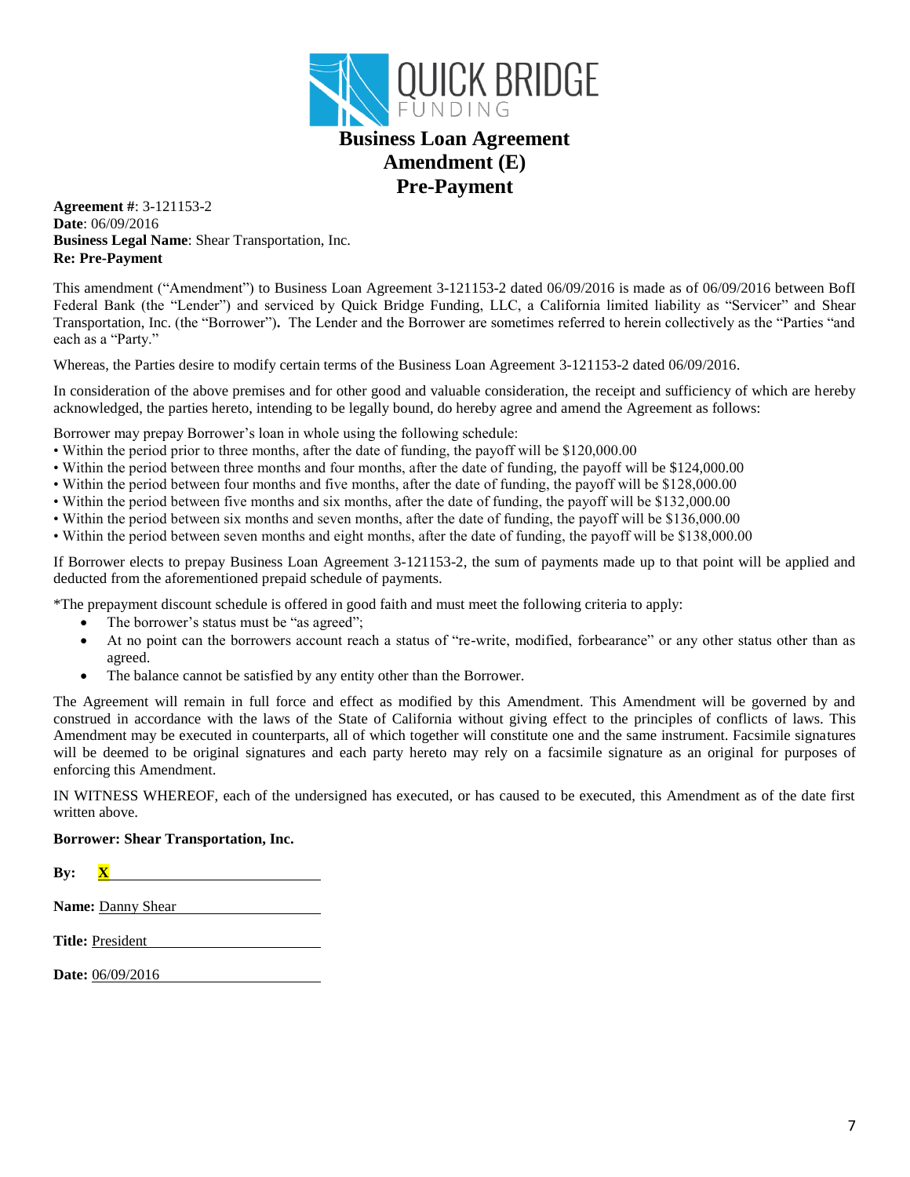QUICK BRIDGE FUNDING

# Business Loan Agreement
# Amendment (E)
# Pre-Payment

**Agreement #**: 3-121153-2
**Date**: 06/09/2016
**Business Legal Name**: Shear Transportation, Inc.
**Re: Pre-Payment**

This amendment ("Amendment") to Business Loan Agreement 3-121153-2 dated 06/09/2016 is made as of 06/09/2016 between BofI Federal Bank (the "Lender") and serviced by Quick Bridge Funding, LLC, a California limited liability as "Servicer" and Shear Transportation, Inc. (the "Borrower"). The Lender and the Borrower are sometimes referred to herein collectively as the "Parties "and each as a "Party."

Whereas, the Parties desire to modify certain terms of the Business Loan Agreement 3-121153-2 dated 06/09/2016.

In consideration of the above premises and for other good and valuable consideration, the receipt and sufficiency of which are hereby acknowledged, the parties hereto, intending to be legally bound, do hereby agree and amend the Agreement as follows:

Borrower may prepay Borrower's loan in whole using the following schedule:

- Within the period prior to three months, after the date of funding, the payoff will be $120,000.00
- Within the period between three months and four months, after the date of funding, the payoff will be $124,000.00
- Within the period between four months and five months, after the date of funding, the payoff will be $128,000.00
- Within the period between five months and six months, after the date of funding, the payoff will be $132,000.00
- Within the period between six months and seven months, after the date of funding, the payoff will be $136,000.00
- Within the period between seven months and eight months, after the date of funding, the payoff will be $138,000.00

If Borrower elects to prepay Business Loan Agreement 3-121153-2, the sum of payments made up to that point will be applied and deducted from the aforementioned prepaid schedule of payments.

*The prepayment discount schedule is offered in good faith and must meet the following criteria to apply:

- The borrower's status must be "as agreed";
- At no point can the borrowers account reach a status of "re-write, modified, forbearance" or any other status other than as agreed.
- The balance cannot be satisfied by any entity other than the Borrower.

The Agreement will remain in full force and effect as modified by this Amendment. This Amendment will be governed by and construed in accordance with the laws of the State of California without giving effect to the principles of conflicts of laws. This Amendment may be executed in counterparts, all of which together will constitute one and the same instrument. Facsimile signatures will be deemed to be original signatures and each party hereto may rely on a facsimile signature as an original for purposes of enforcing this Amendment.

IN WITNESS WHEREOF, each of the undersigned has executed, or has caused to be executed, this Amendment as of the date first written above.

**Borrower: Shear Transportation, Inc.**

**By:** X ____________________

**Name:** Danny Shear

**Title:** President

**Date:** 06/09/2016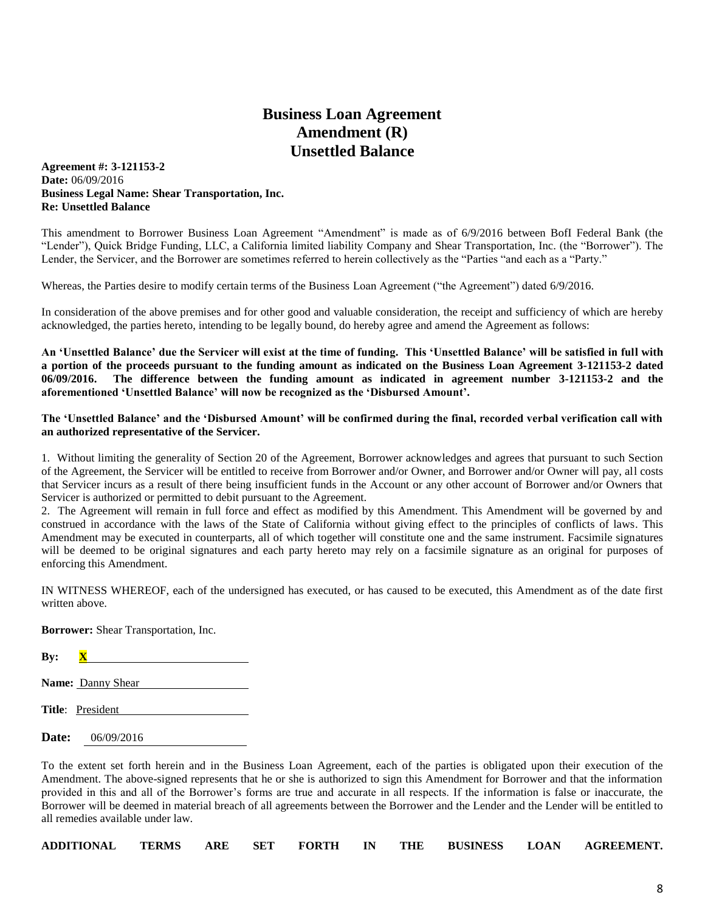# Business Loan Agreement
# Amendment (R)
# Unsettled Balance

**Agreement #: 3-121153-2**
**Date:** 06/09/2016
**Business Legal Name: Shear Transportation, Inc.**
**Re: Unsettled Balance**

This amendment to Borrower Business Loan Agreement "Amendment" is made as of 6/9/2016 between BofI Federal Bank (the "Lender"), Quick Bridge Funding, LLC, a California limited liability Company and Shear Transportation, Inc. (the "Borrower"). The Lender, the Servicer, and the Borrower are sometimes referred to herein collectively as the "Parties "and each as a "Party."

Whereas, the Parties desire to modify certain terms of the Business Loan Agreement ("the Agreement") dated 6/9/2016.

In consideration of the above premises and for other good and valuable consideration, the receipt and sufficiency of which are hereby acknowledged, the parties hereto, intending to be legally bound, do hereby agree and amend the Agreement as follows:

**An 'Unsettled Balance' due the Servicer will exist at the time of funding. This 'Unsettled Balance' will be satisfied in full with a portion of the proceeds pursuant to the funding amount as indicated on the Business Loan Agreement 3-121153-2 dated 06/09/2016. The difference between the funding amount as indicated in agreement number 3-121153-2 and the aforementioned 'Unsettled Balance' will now be recognized as the 'Disbursed Amount'.**

**The 'Unsettled Balance' and the 'Disbursed Amount' will be confirmed during the final, recorded verbal verification call with an authorized representative of the Servicer.**

1. Without limiting the generality of Section 20 of the Agreement, Borrower acknowledges and agrees that pursuant to such Section of the Agreement, the Servicer will be entitled to receive from Borrower and/or Owner, and Borrower and/or Owner will pay, all costs that Servicer incurs as a result of there being insufficient funds in the Account or any other account of Borrower and/or Owners that Servicer is authorized or permitted to debit pursuant to the Agreement.
2. The Agreement will remain in full force and effect as modified by this Amendment. This Amendment will be governed by and construed in accordance with the laws of the State of California without giving effect to the principles of conflicts of laws. This Amendment may be executed in counterparts, all of which together will constitute one and the same instrument. Facsimile signatures will be deemed to be original signatures and each party hereto may rely on a facsimile signature as an original for purposes of enforcing this Amendment.

IN WITNESS WHEREOF, each of the undersigned has executed, or has caused to be executed, this Amendment as of the date first written above.

**Borrower:** Shear Transportation, Inc.

**By:** **X** ____________________

**Name:** Danny Shear

**Title**: President

**Date:** 06/09/2016

To the extent set forth herein and in the Business Loan Agreement, each of the parties is obligated upon their execution of the Amendment. The above-signed represents that he or she is authorized to sign this Amendment for Borrower and that the information provided in this and all of the Borrower's forms are true and accurate in all respects. If the information is false or inaccurate, the Borrower will be deemed in material breach of all agreements between the Borrower and the Lender and the Lender will be entitled to all remedies available under law.

**ADDITIONAL TERMS ARE SET FORTH IN THE BUSINESS LOAN AGREEMENT.**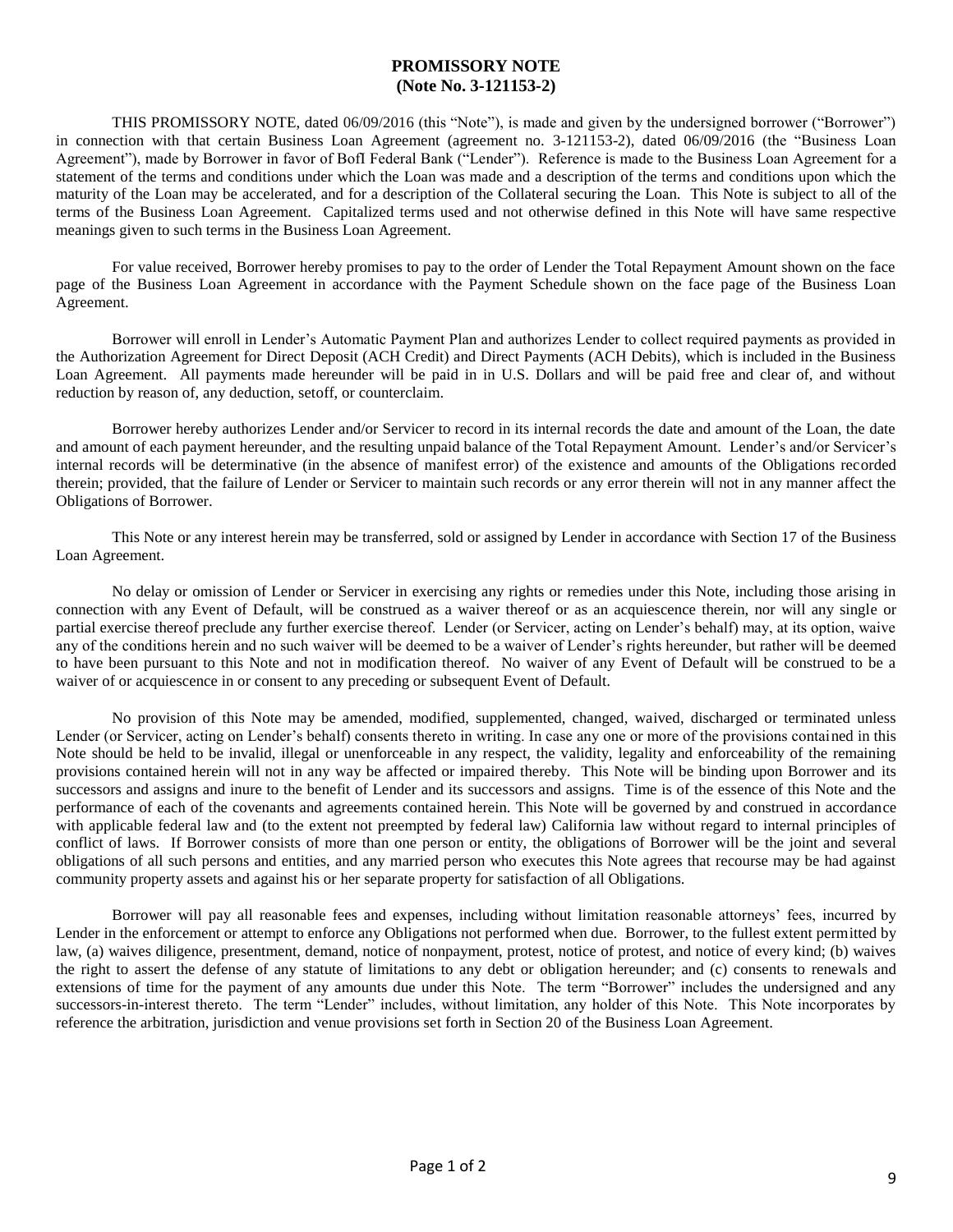# PROMISSORY NOTE
## (Note No. 3-121153-2)

THIS PROMISSORY NOTE, dated 06/09/2016 (this "Note"), is made and given by the undersigned borrower ("Borrower") in connection with that certain Business Loan Agreement (agreement no. 3-121153-2), dated 06/09/2016 (the "Business Loan Agreement"), made by Borrower in favor of BofI Federal Bank ("Lender"). Reference is made to the Business Loan Agreement for a statement of the terms and conditions under which the Loan was made and a description of the terms and conditions upon which the maturity of the Loan may be accelerated, and for a description of the Collateral securing the Loan. This Note is subject to all of the terms of the Business Loan Agreement. Capitalized terms used and not otherwise defined in this Note will have same respective meanings given to such terms in the Business Loan Agreement.

For value received, Borrower hereby promises to pay to the order of Lender the Total Repayment Amount shown on the face page of the Business Loan Agreement in accordance with the Payment Schedule shown on the face page of the Business Loan Agreement.

Borrower will enroll in Lender's Automatic Payment Plan and authorizes Lender to collect required payments as provided in the Authorization Agreement for Direct Deposit (ACH Credit) and Direct Payments (ACH Debits), which is included in the Business Loan Agreement. All payments made hereunder will be paid in in U.S. Dollars and will be paid free and clear of, and without reduction by reason of, any deduction, setoff, or counterclaim.

Borrower hereby authorizes Lender and/or Servicer to record in its internal records the date and amount of the Loan, the date and amount of each payment hereunder, and the resulting unpaid balance of the Total Repayment Amount. Lender's and/or Servicer's internal records will be determinative (in the absence of manifest error) of the existence and amounts of the Obligations recorded therein; provided, that the failure of Lender or Servicer to maintain such records or any error therein will not in any manner affect the Obligations of Borrower.

This Note or any interest herein may be transferred, sold or assigned by Lender in accordance with Section 17 of the Business Loan Agreement.

No delay or omission of Lender or Servicer in exercising any rights or remedies under this Note, including those arising in connection with any Event of Default, will be construed as a waiver thereof or as an acquiescence therein, nor will any single or partial exercise thereof preclude any further exercise thereof. Lender (or Servicer, acting on Lender's behalf) may, at its option, waive any of the conditions herein and no such waiver will be deemed to be a waiver of Lender's rights hereunder, but rather will be deemed to have been pursuant to this Note and not in modification thereof. No waiver of any Event of Default will be construed to be a waiver of or acquiescence in or consent to any preceding or subsequent Event of Default.

No provision of this Note may be amended, modified, supplemented, changed, waived, discharged or terminated unless Lender (or Servicer, acting on Lender's behalf) consents thereto in writing. In case any one or more of the provisions contained in this Note should be held to be invalid, illegal or unenforceable in any respect, the validity, legality and enforceability of the remaining provisions contained herein will not in any way be affected or impaired thereby. This Note will be binding upon Borrower and its successors and assigns and inure to the benefit of Lender and its successors and assigns. Time is of the essence of this Note and the performance of each of the covenants and agreements contained herein. This Note will be governed by and construed in accordance with applicable federal law and (to the extent not preempted by federal law) California law without regard to internal principles of conflict of laws. If Borrower consists of more than one person or entity, the obligations of Borrower will be the joint and several obligations of all such persons and entities, and any married person who executes this Note agrees that recourse may be had against community property assets and against his or her separate property for satisfaction of all Obligations.

Borrower will pay all reasonable fees and expenses, including without limitation reasonable attorneys' fees, incurred by Lender in the enforcement or attempt to enforce any Obligations not performed when due. Borrower, to the fullest extent permitted by law, (a) waives diligence, presentment, demand, notice of nonpayment, protest, notice of protest, and notice of every kind; (b) waives the right to assert the defense of any statute of limitations to any debt or obligation hereunder; and (c) consents to renewals and extensions of time for the payment of any amounts due under this Note. The term "Borrower" includes the undersigned and any successors-in-interest thereto. The term "Lender" includes, without limitation, any holder of this Note. This Note incorporates by reference the arbitration, jurisdiction and venue provisions set forth in Section 20 of the Business Loan Agreement.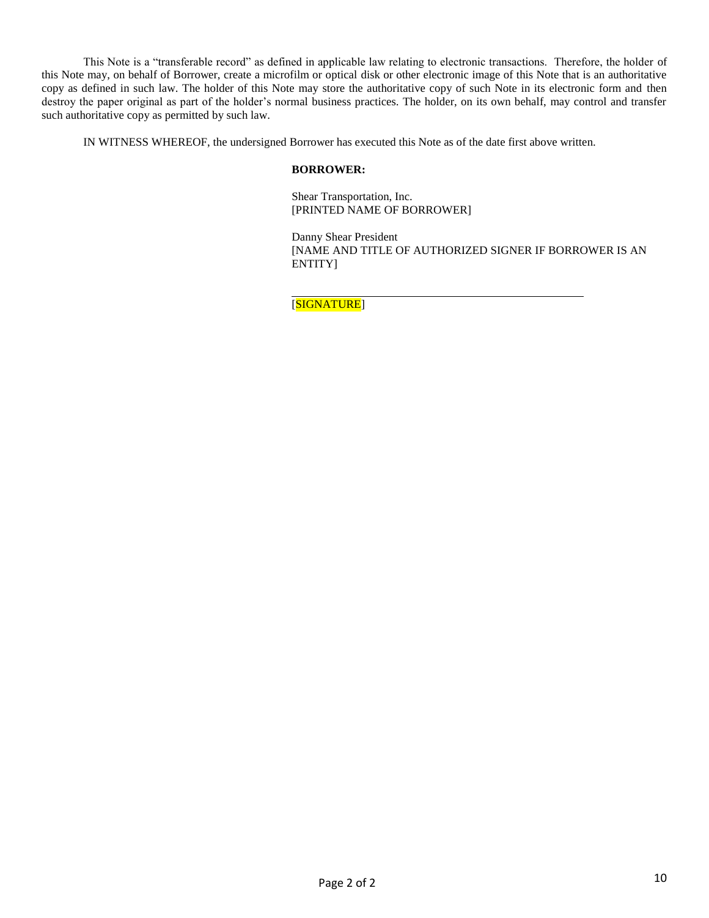This Note is a "transferable record" as defined in applicable law relating to electronic transactions. Therefore, the holder of this Note may, on behalf of Borrower, create a microfilm or optical disk or other electronic image of this Note that is an authoritative copy as defined in such law. The holder of this Note may store the authoritative copy of such Note in its electronic form and then destroy the paper original as part of the holder's normal business practices. The holder, on its own behalf, may control and transfer such authoritative copy as permitted by such law.

IN WITNESS WHEREOF, the undersigned Borrower has executed this Note as of the date first above written.

**BORROWER:**

Shear Transportation, Inc.
[PRINTED NAME OF BORROWER]

Danny Shear President
[NAME AND TITLE OF AUTHORIZED SIGNER IF BORROWER IS AN ENTITY]

_______________________________________________
[SIGNATURE]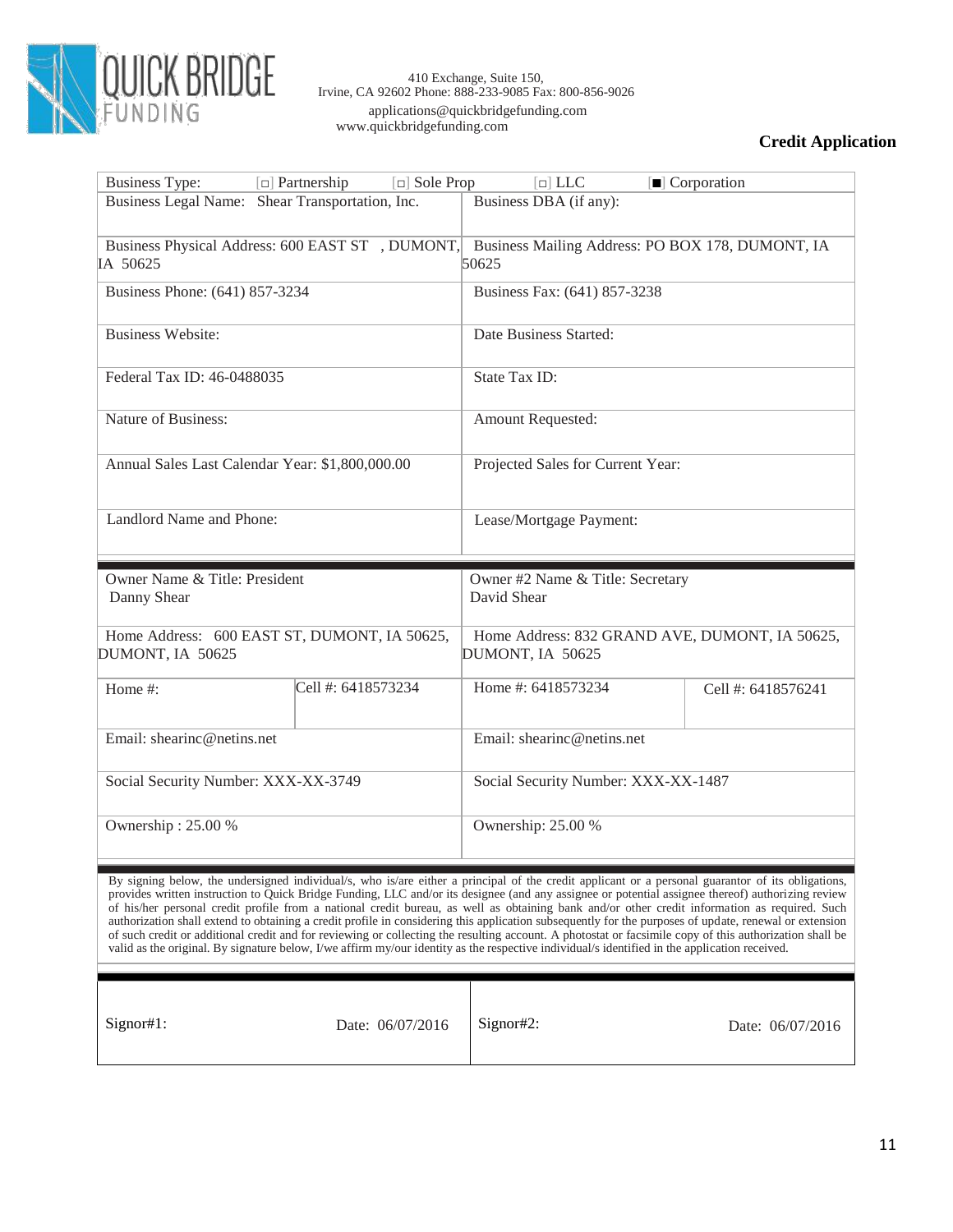QUICK BRIDGE FUNDING

410 Exchange, Suite 150,
Irvine, CA 92602 Phone: 888-233-9085 Fax: 800-856-9026
applications@quickbridgefunding.com
www.quickbridgefunding.com

**Credit Application**

| | |
|---|---|
| Business Type: [□] Partnership [□] Sole Prop [□] LLC [■] Corporation | |
| Business Legal Name: Shear Transportation, Inc. | Business DBA (if any): |
| Business Physical Address: 600 EAST ST , DUMONT, IA 50625 | Business Mailing Address: PO BOX 178, DUMONT, IA 50625 |
| Business Phone: (641) 857-3234 | Business Fax: (641) 857-3238 |
| Business Website: | Date Business Started: |
| Federal Tax ID: 46-0488035 | State Tax ID: |
| Nature of Business: | Amount Requested: |
| Annual Sales Last Calendar Year: $1,800,000.00 | Projected Sales for Current Year: |
| Landlord Name and Phone: | Lease/Mortgage Payment: |

| | | | |
|---|---|---|---|
| Owner Name & Title: President Danny Shear | | Owner #2 Name & Title: Secretary David Shear | |
| Home Address: 600 EAST ST, DUMONT, IA 50625, DUMONT, IA 50625 | | Home Address: 832 GRAND AVE, DUMONT, IA 50625, DUMONT, IA 50625 | |
| Home #: | Cell #: 6418573234 | Home #: 6418573234 | Cell #: 6418576241 |
| Email: shearinc@netins.net | | Email: shearinc@netins.net | |
| Social Security Number: XXX-XX-3749 | | Social Security Number: XXX-XX-1487 | |
| Ownership : 25.00 % | | Ownership: 25.00 % | |

By signing below, the undersigned individual/s, who is/are either a principal of the credit applicant or a personal guarantor of its obligations, provides written instruction to Quick Bridge Funding, LLC and/or its designee (and any assignee or potential assignee thereof) authorizing review of his/her personal credit profile from a national credit bureau, as well as obtaining bank and/or other credit information as required. Such authorization shall extend to obtaining a credit profile in considering this application subsequently for the purposes of update, renewal or extension of such credit or additional credit and for reviewing or collecting the resulting account. A photostat or facsimile copy of this authorization shall be valid as the original. By signature below, I/we affirm my/our identity as the respective individual/s identified in the application received.

| | | | |
|---|---|---|---|
| Signor#1: | Date: 06/07/2016 | Signor#2: | Date: 06/07/2016 |